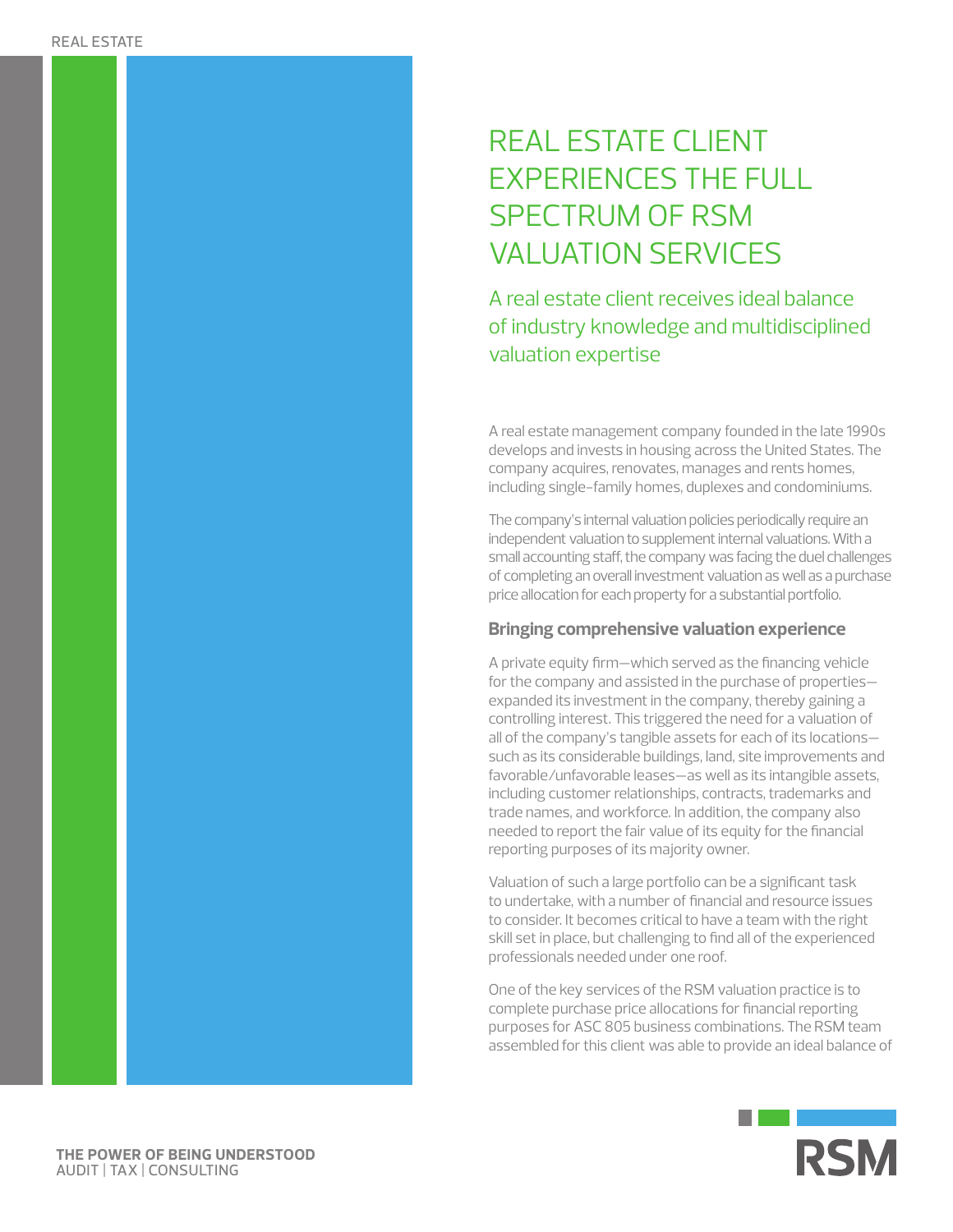REAL ESTATE

# REAL ESTATE CLIENT EXPERIENCES THE FULL SPECTRUM OF RSM VALUATION SERVICES

## A real estate client receives ideal balance of industry knowledge and multidisciplined valuation expertise

A real estate management company founded in the late 1990s develops and invests in housing across the United States. The company acquires, renovates, manages and rents homes, including single-family homes, duplexes and condominiums.

The company's internal valuation policies periodically require an independent valuation to supplement internal valuations. With a small accounting staff, the company was facing the duel challenges of completing an overall investment valuation as well as a purchase price allocation for each property for a substantial portfolio.

### Bringing comprehensive valuation experience

A private equity firm—which served as the financing vehicle for the company and assisted in the purchase of properties—expanded its investment in the company, thereby gaining a controlling interest. This triggered the need for a valuation of all of the company's tangible assets for each of its locations—such as its considerable buildings, land, site improvements and favorable/unfavorable leases—as well as its intangible assets, including customer relationships, contracts, trademarks and trade names, and workforce. In addition, the company also needed to report the fair value of its equity for the financial reporting purposes of its majority owner.

Valuation of such a large portfolio can be a significant task to undertake, with a number of financial and resource issues to consider. It becomes critical to have a team with the right skill set in place, but challenging to find all of the experienced professionals needed under one roof.

One of the key services of the RSM valuation practice is to complete purchase price allocations for financial reporting purposes for ASC 805 business combinations. The RSM team assembled for this client was able to provide an ideal balance of

**THE POWER OF BEING UNDERSTOOD**
AUDIT | TAX | CONSULTING

RSM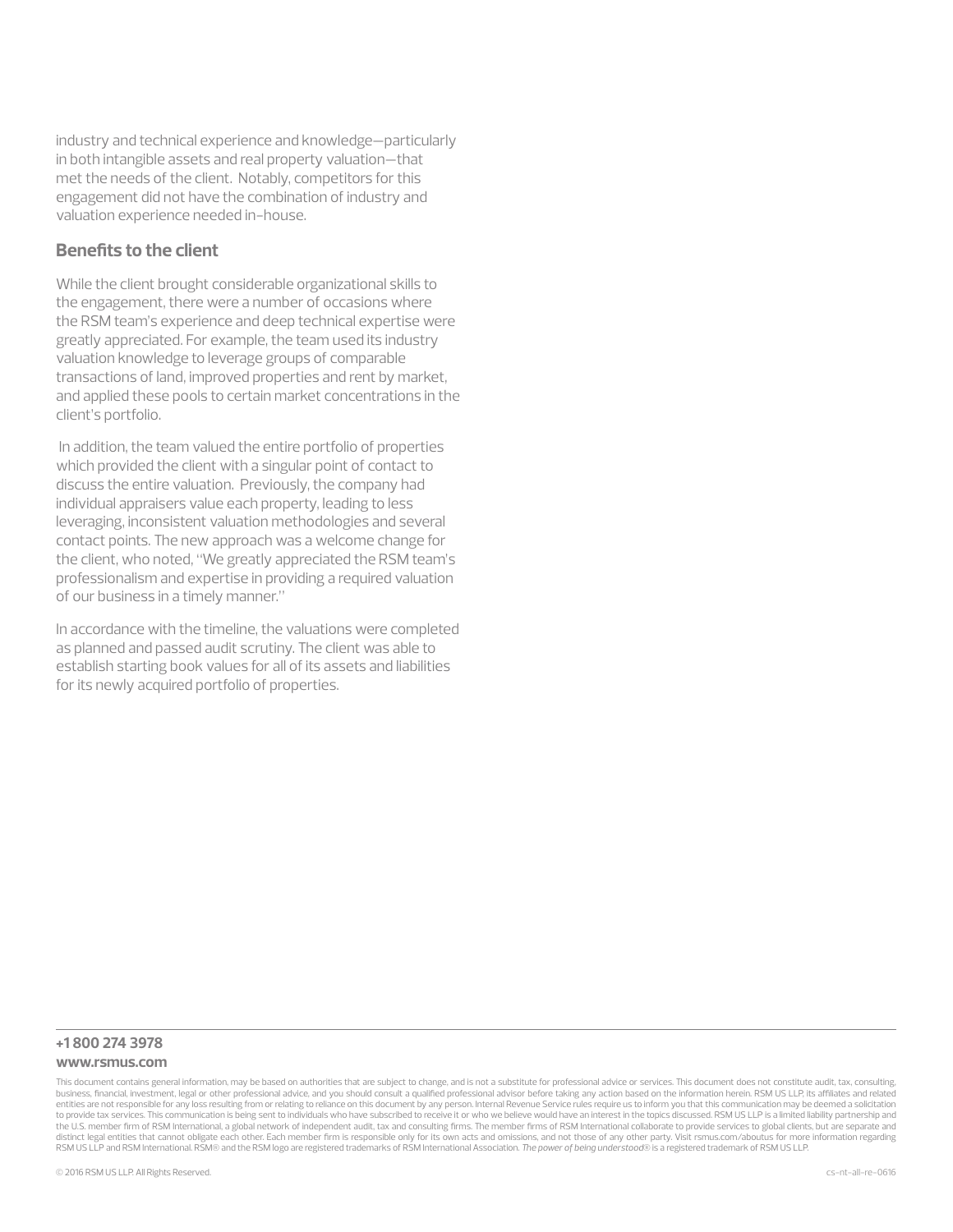industry and technical experience and knowledge—particularly in both intangible assets and real property valuation—that met the needs of the client. Notably, competitors for this engagement did not have the combination of industry and valuation experience needed in-house.

## Benefits to the client

While the client brought considerable organizational skills to the engagement, there were a number of occasions where the RSM team's experience and deep technical expertise were greatly appreciated. For example, the team used its industry valuation knowledge to leverage groups of comparable transactions of land, improved properties and rent by market, and applied these pools to certain market concentrations in the client's portfolio.

In addition, the team valued the entire portfolio of properties which provided the client with a singular point of contact to discuss the entire valuation. Previously, the company had individual appraisers value each property, leading to less leveraging, inconsistent valuation methodologies and several contact points. The new approach was a welcome change for the client, who noted, "We greatly appreciated the RSM team's professionalism and expertise in providing a required valuation of our business in a timely manner."

In accordance with the timeline, the valuations were completed as planned and passed audit scrutiny. The client was able to establish starting book values for all of its assets and liabilities for its newly acquired portfolio of properties.

**+1 800 274 3978**

**www.rsmus.com**

This document contains general information, may be based on authorities that are subject to change, and is not a substitute for professional advice or services. This document does not constitute audit, tax, consulting, business, financial, investment, legal or other professional advice, and you should consult a qualified professional advisor before taking any action based on the information herein. RSM US LLP, its affiliates and related entities are not responsible for any loss resulting from or relating to reliance on this document by any person. Internal Revenue Service rules require us to inform you that this communication may be deemed a solicitation to provide tax services. This communication is being sent to individuals who have subscribed to receive it or who we believe would have an interest in the topics discussed. RSM US LLP is a limited liability partnership and the U.S. member firm of RSM International, a global network of independent audit, tax and consulting firms. The member firms of RSM International collaborate to provide services to global clients, but are separate and distinct legal entities that cannot obligate each other. Each member firm is responsible only for its own acts and omissions, and not those of any other party. Visit rsmus.com/aboutus for more information regarding RSM US LLP and RSM International. RSM® and the RSM logo are registered trademarks of RSM International Association. *The power of being understood®* is a registered trademark of RSM US LLP.

© 2016 RSM US LLP. All Rights Reserved.

cs-nt-all-re-0616